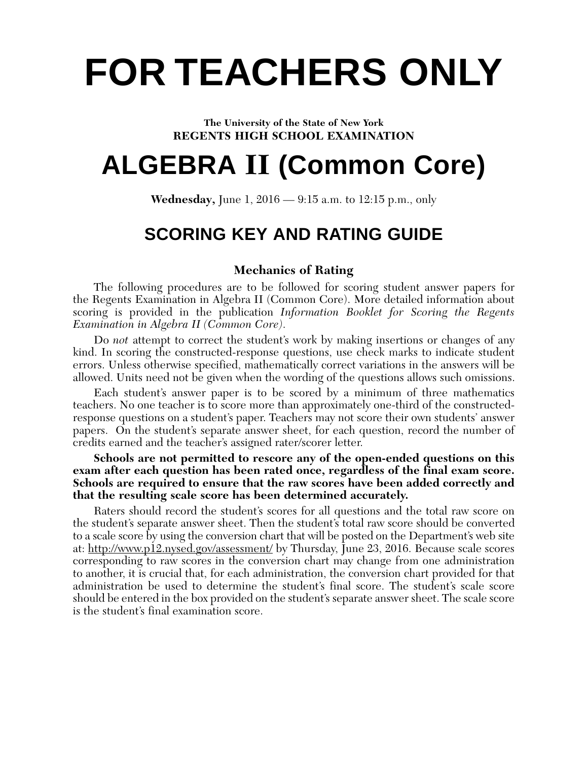# FOR TEACHERS ONLY

**The University of the State of New York**
**REGENTS HIGH SCHOOL EXAMINATION**

# ALGEBRA II (Common Core)

**Wednesday,** June 1, 2016 — 9:15 a.m. to 12:15 p.m., only

## SCORING KEY AND RATING GUIDE

### Mechanics of Rating

The following procedures are to be followed for scoring student answer papers for the Regents Examination in Algebra II (Common Core). More detailed information about scoring is provided in the publication *Information Booklet for Scoring the Regents Examination in Algebra II (Common Core)*.

Do *not* attempt to correct the student's work by making insertions or changes of any kind. In scoring the constructed-response questions, use check marks to indicate student errors. Unless otherwise specified, mathematically correct variations in the answers will be allowed. Units need not be given when the wording of the questions allows such omissions.

Each student's answer paper is to be scored by a minimum of three mathematics teachers. No one teacher is to score more than approximately one-third of the constructed-response questions on a student's paper. Teachers may not score their own students' answer papers. On the student's separate answer sheet, for each question, record the number of credits earned and the teacher's assigned rater/scorer letter.

**Schools are not permitted to rescore any of the open-ended questions on this exam after each question has been rated once, regardless of the final exam score. Schools are required to ensure that the raw scores have been added correctly and that the resulting scale score has been determined accurately.**

Raters should record the student's scores for all questions and the total raw score on the student's separate answer sheet. Then the student's total raw score should be converted to a scale score by using the conversion chart that will be posted on the Department's web site at: http://www.p12.nysed.gov/assessment/ by Thursday, June 23, 2016. Because scale scores corresponding to raw scores in the conversion chart may change from one administration to another, it is crucial that, for each administration, the conversion chart provided for that administration be used to determine the student's final score. The student's scale score should be entered in the box provided on the student's separate answer sheet. The scale score is the student's final examination score.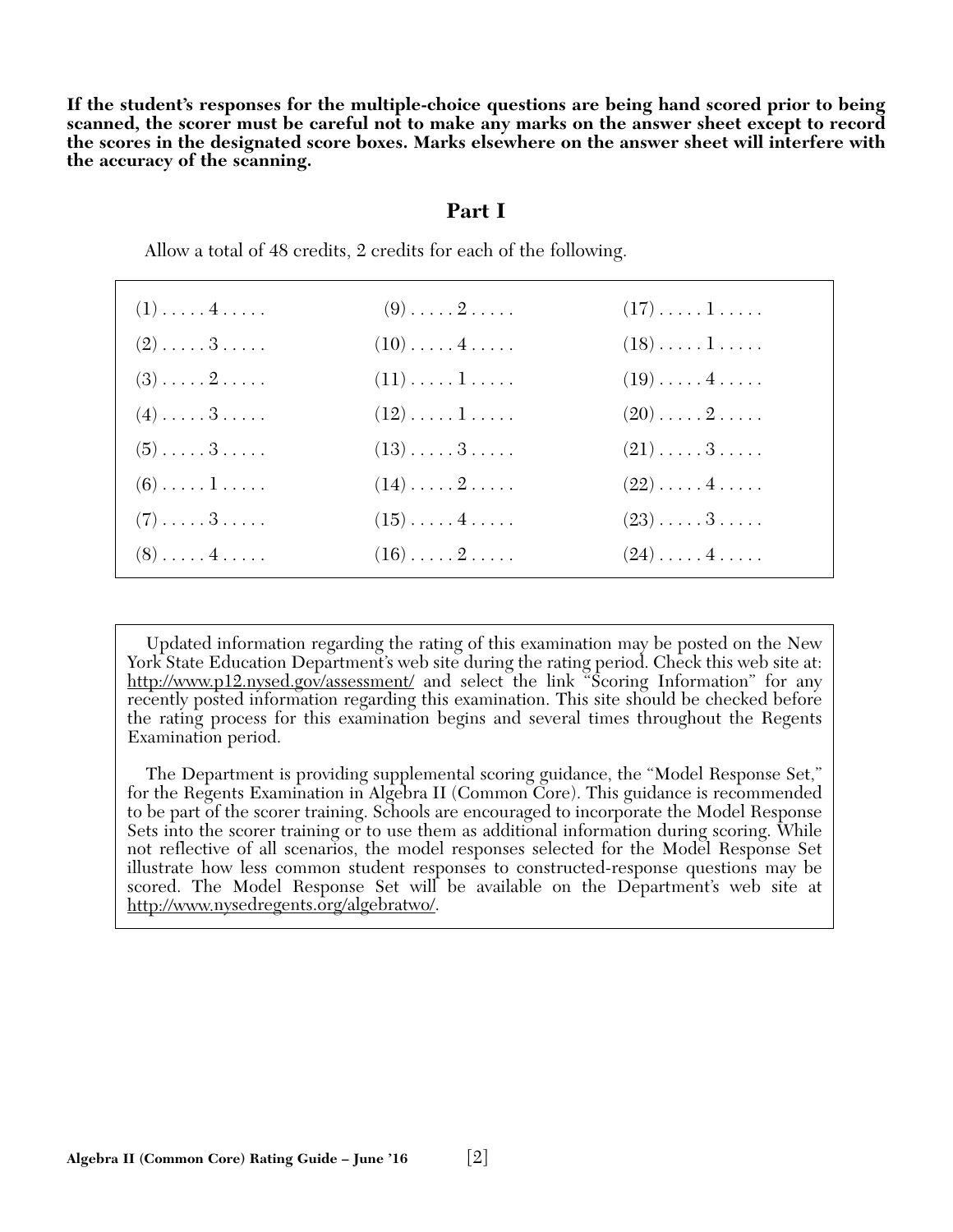**If the student's responses for the multiple-choice questions are being hand scored prior to being scanned, the scorer must be careful not to make any marks on the answer sheet except to record the scores in the designated score boxes. Marks elsewhere on the answer sheet will interfere with the accuracy of the scanning.**

## Part I

Allow a total of 48 credits, 2 credits for each of the following.

| | | |
|---|---|---|
| (1) . . . . . 4 . . . . . | (9) . . . . . 2 . . . . . | (17) . . . . . 1 . . . . . |
| (2) . . . . . 3 . . . . . | (10) . . . . . 4 . . . . . | (18) . . . . . 1 . . . . . |
| (3) . . . . . 2 . . . . . | (11) . . . . . 1 . . . . . | (19) . . . . . 4 . . . . . |
| (4) . . . . . 3 . . . . . | (12) . . . . . 1 . . . . . | (20) . . . . . 2 . . . . . |
| (5) . . . . . 3 . . . . . | (13) . . . . . 3 . . . . . | (21) . . . . . 3 . . . . . |
| (6) . . . . . 1 . . . . . | (14) . . . . . 2 . . . . . | (22) . . . . . 4 . . . . . |
| (7) . . . . . 3 . . . . . | (15) . . . . . 4 . . . . . | (23) . . . . . 3 . . . . . |
| (8) . . . . . 4 . . . . . | (16) . . . . . 2 . . . . . | (24) . . . . . 4 . . . . . |

Updated information regarding the rating of this examination may be posted on the New York State Education Department's web site during the rating period. Check this web site at: http://www.p12.nysed.gov/assessment/ and select the link "Scoring Information" for any recently posted information regarding this examination. This site should be checked before the rating process for this examination begins and several times throughout the Regents Examination period.

The Department is providing supplemental scoring guidance, the "Model Response Set," for the Regents Examination in Algebra II (Common Core). This guidance is recommended to be part of the scorer training. Schools are encouraged to incorporate the Model Response Sets into the scorer training or to use them as additional information during scoring. While not reflective of all scenarios, the model responses selected for the Model Response Set illustrate how less common student responses to constructed-response questions may be scored. The Model Response Set will be available on the Department's web site at http://www.nysedregents.org/algebratwo/.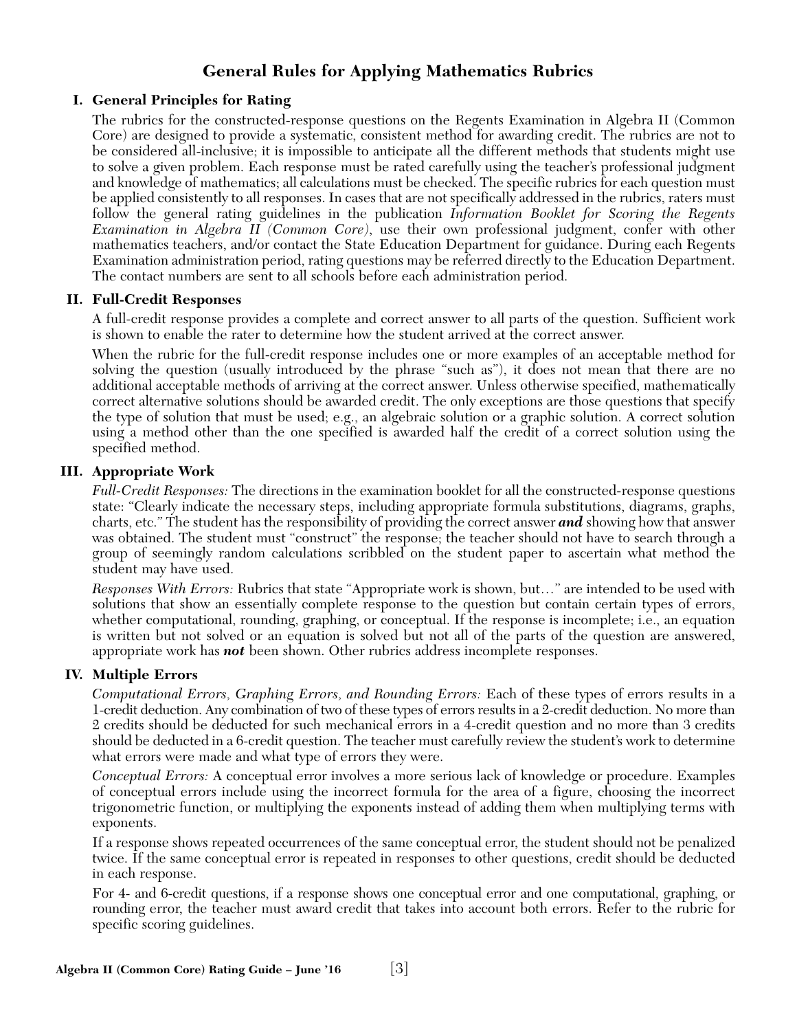# General Rules for Applying Mathematics Rubrics

## I. General Principles for Rating

The rubrics for the constructed-response questions on the Regents Examination in Algebra II (Common Core) are designed to provide a systematic, consistent method for awarding credit. The rubrics are not to be considered all-inclusive; it is impossible to anticipate all the different methods that students might use to solve a given problem. Each response must be rated carefully using the teacher's professional judgment and knowledge of mathematics; all calculations must be checked. The specific rubrics for each question must be applied consistently to all responses. In cases that are not specifically addressed in the rubrics, raters must follow the general rating guidelines in the publication *Information Booklet for Scoring the Regents Examination in Algebra II (Common Core)*, use their own professional judgment, confer with other mathematics teachers, and/or contact the State Education Department for guidance. During each Regents Examination administration period, rating questions may be referred directly to the Education Department. The contact numbers are sent to all schools before each administration period.

## II. Full-Credit Responses

A full-credit response provides a complete and correct answer to all parts of the question. Sufficient work is shown to enable the rater to determine how the student arrived at the correct answer.

When the rubric for the full-credit response includes one or more examples of an acceptable method for solving the question (usually introduced by the phrase "such as"), it does not mean that there are no additional acceptable methods of arriving at the correct answer. Unless otherwise specified, mathematically correct alternative solutions should be awarded credit. The only exceptions are those questions that specify the type of solution that must be used; e.g., an algebraic solution or a graphic solution. A correct solution using a method other than the one specified is awarded half the credit of a correct solution using the specified method.

## III. Appropriate Work

*Full-Credit Responses:* The directions in the examination booklet for all the constructed-response questions state: "Clearly indicate the necessary steps, including appropriate formula substitutions, diagrams, graphs, charts, etc." The student has the responsibility of providing the correct answer ***and*** showing how that answer was obtained. The student must "construct" the response; the teacher should not have to search through a group of seemingly random calculations scribbled on the student paper to ascertain what method the student may have used.

*Responses With Errors:* Rubrics that state "Appropriate work is shown, but…" are intended to be used with solutions that show an essentially complete response to the question but contain certain types of errors, whether computational, rounding, graphing, or conceptual. If the response is incomplete; i.e., an equation is written but not solved or an equation is solved but not all of the parts of the question are answered, appropriate work has ***not*** been shown. Other rubrics address incomplete responses.

## IV. Multiple Errors

*Computational Errors, Graphing Errors, and Rounding Errors:* Each of these types of errors results in a 1-credit deduction. Any combination of two of these types of errors results in a 2-credit deduction. No more than 2 credits should be deducted for such mechanical errors in a 4-credit question and no more than 3 credits should be deducted in a 6-credit question. The teacher must carefully review the student's work to determine what errors were made and what type of errors they were.

*Conceptual Errors:* A conceptual error involves a more serious lack of knowledge or procedure. Examples of conceptual errors include using the incorrect formula for the area of a figure, choosing the incorrect trigonometric function, or multiplying the exponents instead of adding them when multiplying terms with exponents.

If a response shows repeated occurrences of the same conceptual error, the student should not be penalized twice. If the same conceptual error is repeated in responses to other questions, credit should be deducted in each response.

For 4- and 6-credit questions, if a response shows one conceptual error and one computational, graphing, or rounding error, the teacher must award credit that takes into account both errors. Refer to the rubric for specific scoring guidelines.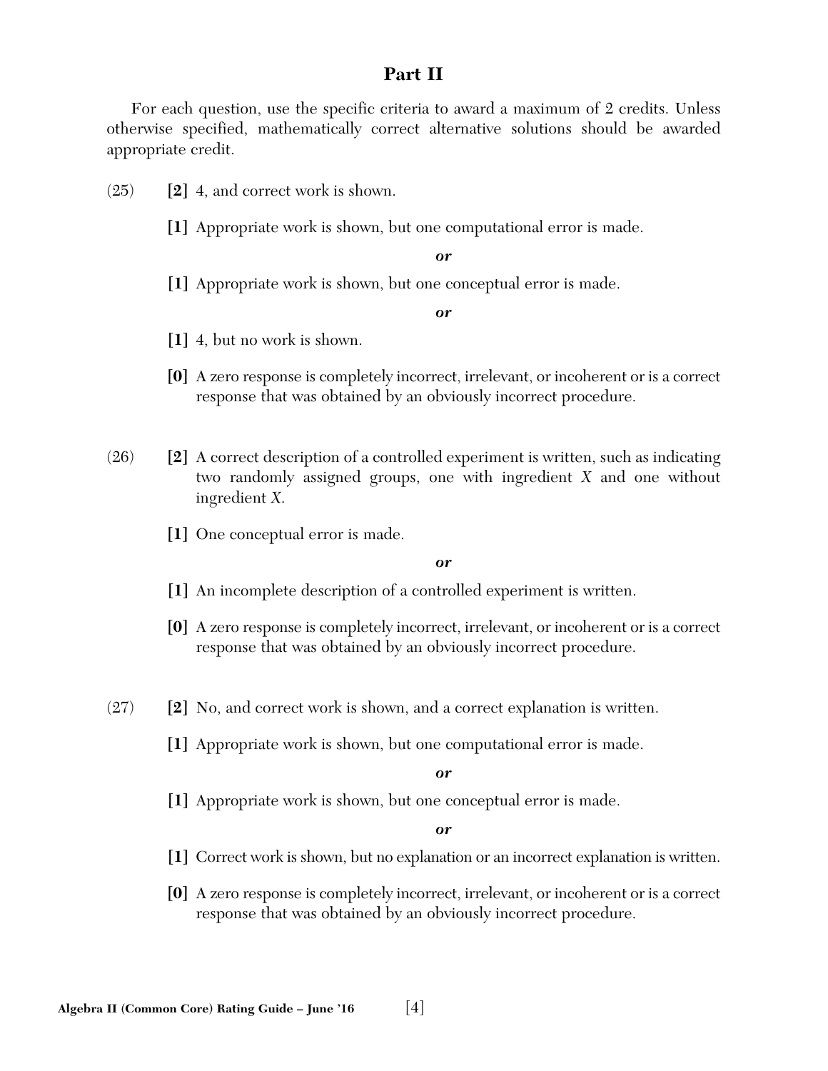## Part II

For each question, use the specific criteria to award a maximum of 2 credits. Unless otherwise specified, mathematically correct alternative solutions should be awarded appropriate credit.

(25) **[2]** 4, and correct work is shown.

**[1]** Appropriate work is shown, but one computational error is made.

***or***

**[1]** Appropriate work is shown, but one conceptual error is made.

***or***

**[1]** 4, but no work is shown.

**[0]** A zero response is completely incorrect, irrelevant, or incoherent or is a correct response that was obtained by an obviously incorrect procedure.

(26) **[2]** A correct description of a controlled experiment is written, such as indicating two randomly assigned groups, one with ingredient $X$ and one without ingredient $X$.

**[1]** One conceptual error is made.

***or***

**[1]** An incomplete description of a controlled experiment is written.

**[0]** A zero response is completely incorrect, irrelevant, or incoherent or is a correct response that was obtained by an obviously incorrect procedure.

(27) **[2]** No, and correct work is shown, and a correct explanation is written.

**[1]** Appropriate work is shown, but one computational error is made.

***or***

**[1]** Appropriate work is shown, but one conceptual error is made.

***or***

**[1]** Correct work is shown, but no explanation or an incorrect explanation is written.

**[0]** A zero response is completely incorrect, irrelevant, or incoherent or is a correct response that was obtained by an obviously incorrect procedure.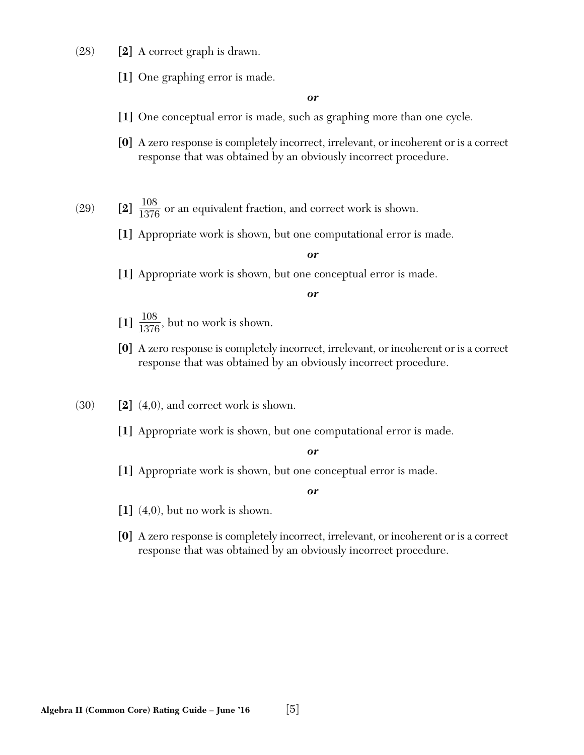(28) **[2]** A correct graph is drawn.

**[1]** One graphing error is made.

***or***

**[1]** One conceptual error is made, such as graphing more than one cycle.

**[0]** A zero response is completely incorrect, irrelevant, or incoherent or is a correct response that was obtained by an obviously incorrect procedure.

(29) **[2]** $\frac{108}{1376}$ or an equivalent fraction, and correct work is shown.

**[1]** Appropriate work is shown, but one computational error is made.

***or***

**[1]** Appropriate work is shown, but one conceptual error is made.

***or***

**[1]** $\frac{108}{1376}$, but no work is shown.

**[0]** A zero response is completely incorrect, irrelevant, or incoherent or is a correct response that was obtained by an obviously incorrect procedure.

(30) **[2]** (4,0), and correct work is shown.

**[1]** Appropriate work is shown, but one computational error is made.

***or***

**[1]** Appropriate work is shown, but one conceptual error is made.

***or***

**[1]** (4,0), but no work is shown.

**[0]** A zero response is completely incorrect, irrelevant, or incoherent or is a correct response that was obtained by an obviously incorrect procedure.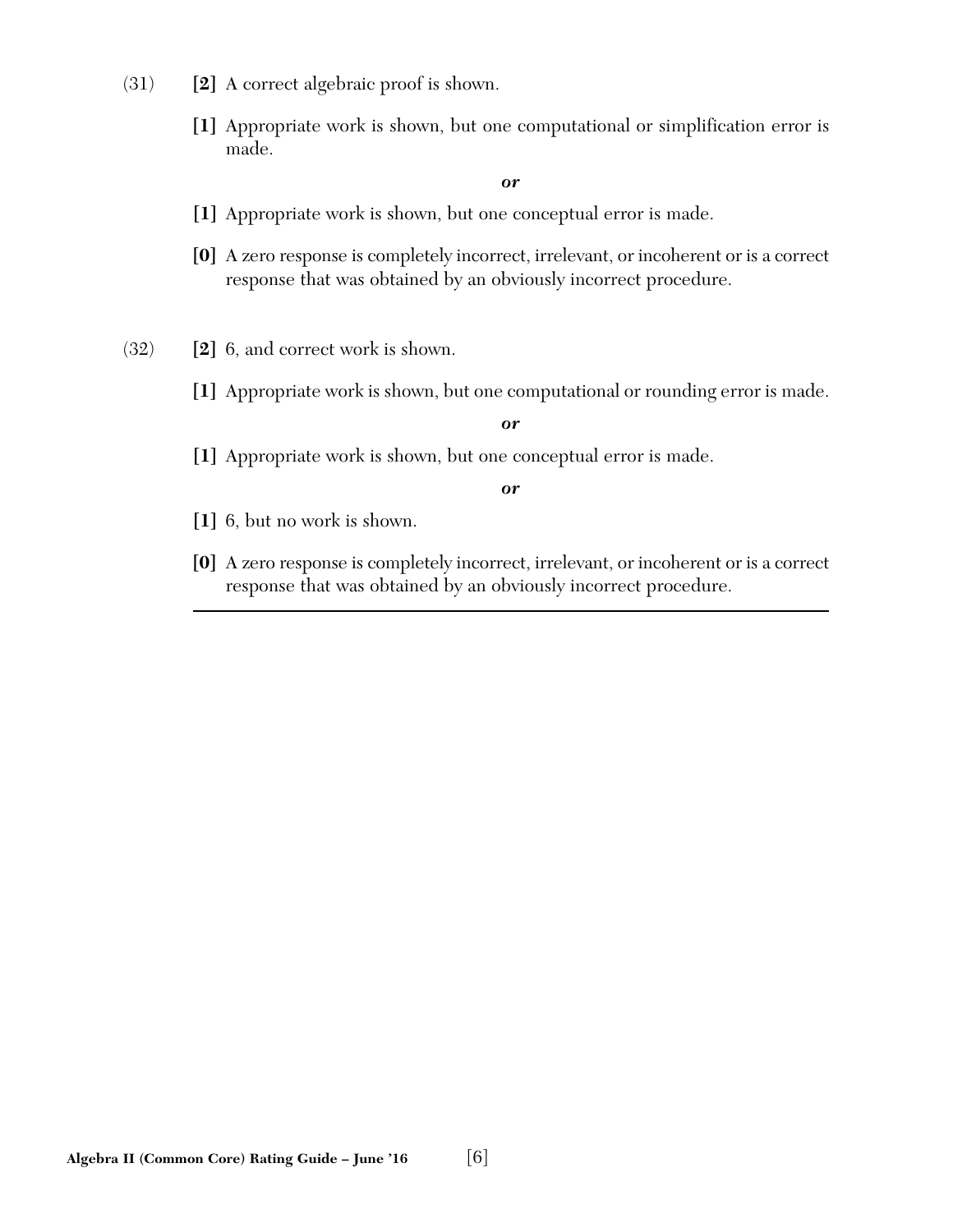(31) **[2]** A correct algebraic proof is shown.

**[1]** Appropriate work is shown, but one computational or simplification error is made.

***or***

**[1]** Appropriate work is shown, but one conceptual error is made.

**[0]** A zero response is completely incorrect, irrelevant, or incoherent or is a correct response that was obtained by an obviously incorrect procedure.

(32) **[2]** 6, and correct work is shown.

**[1]** Appropriate work is shown, but one computational or rounding error is made.

***or***

**[1]** Appropriate work is shown, but one conceptual error is made.

***or***

**[1]** 6, but no work is shown.

**[0]** A zero response is completely incorrect, irrelevant, or incoherent or is a correct response that was obtained by an obviously incorrect procedure.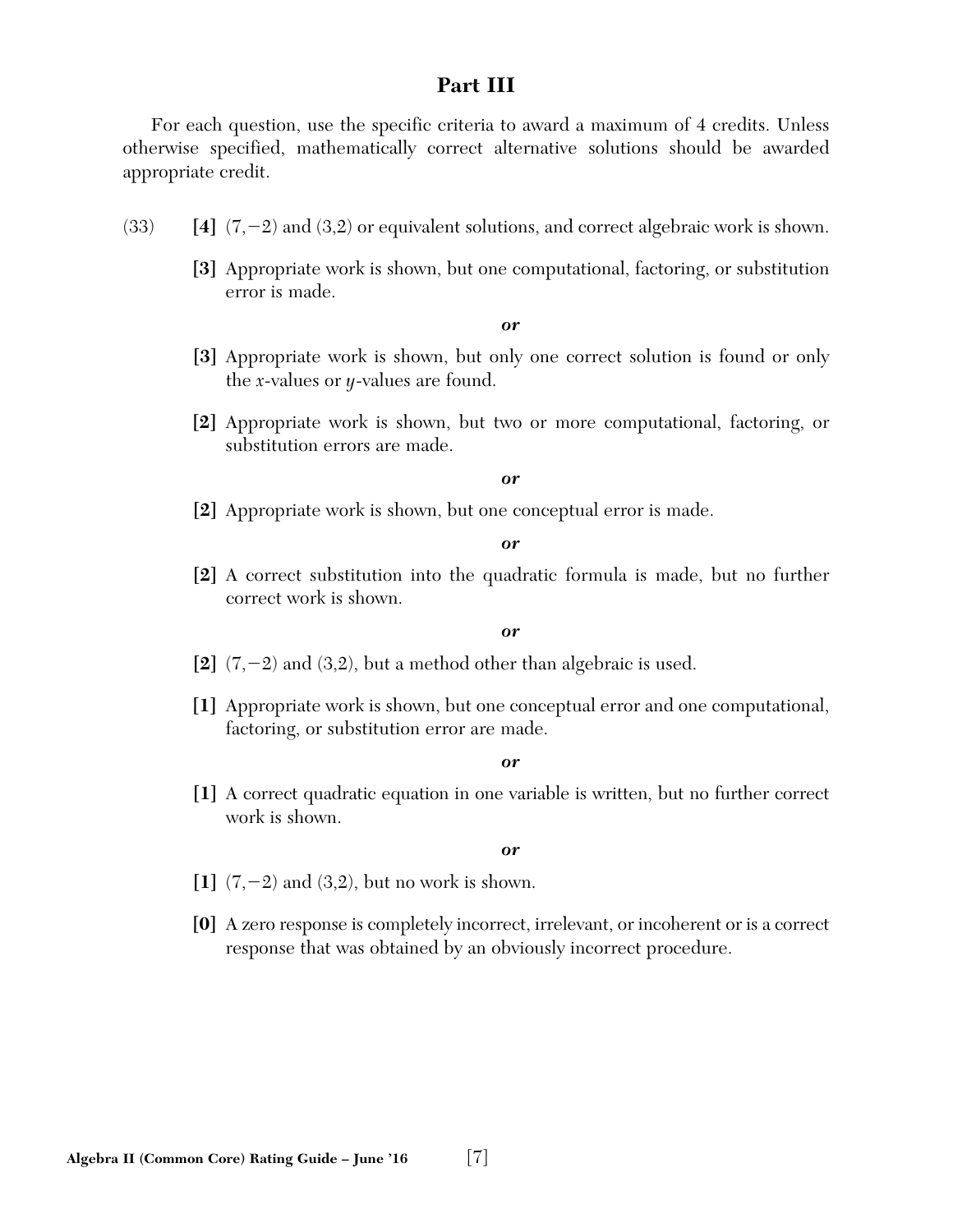## Part III

For each question, use the specific criteria to award a maximum of 4 credits. Unless otherwise specified, mathematically correct alternative solutions should be awarded appropriate credit.

(33) **[4]** $(7,-2)$ and $(3,2)$ or equivalent solutions, and correct algebraic work is shown.

**[3]** Appropriate work is shown, but one computational, factoring, or substitution error is made.

***or***

**[3]** Appropriate work is shown, but only one correct solution is found or only the $x$-values or $y$-values are found.

**[2]** Appropriate work is shown, but two or more computational, factoring, or substitution errors are made.

***or***

**[2]** Appropriate work is shown, but one conceptual error is made.

***or***

**[2]** A correct substitution into the quadratic formula is made, but no further correct work is shown.

***or***

**[2]** $(7,-2)$ and $(3,2)$, but a method other than algebraic is used.

**[1]** Appropriate work is shown, but one conceptual error and one computational, factoring, or substitution error are made.

***or***

**[1]** A correct quadratic equation in one variable is written, but no further correct work is shown.

***or***

**[1]** $(7,-2)$ and $(3,2)$, but no work is shown.

**[0]** A zero response is completely incorrect, irrelevant, or incoherent or is a correct response that was obtained by an obviously incorrect procedure.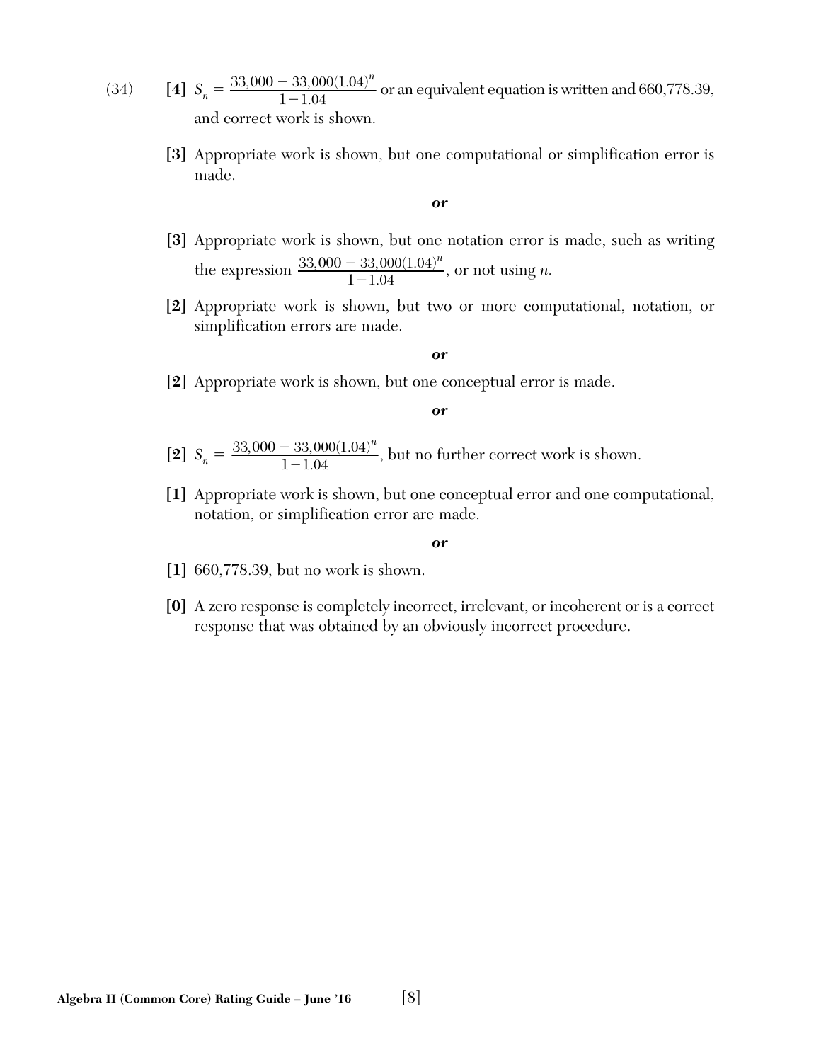(34) **[4]** $S_n = \frac{33{,}000 - 33{,}000(1.04)^n}{1-1.04}$ or an equivalent equation is written and 660,778.39, and correct work is shown.

**[3]** Appropriate work is shown, but one computational or simplification error is made.

***or***

**[3]** Appropriate work is shown, but one notation error is made, such as writing the expression $\frac{33{,}000 - 33{,}000(1.04)^n}{1-1.04}$, or not using $n$.

**[2]** Appropriate work is shown, but two or more computational, notation, or simplification errors are made.

***or***

**[2]** Appropriate work is shown, but one conceptual error is made.

***or***

**[2]** $S_n = \frac{33{,}000 - 33{,}000(1.04)^n}{1-1.04}$, but no further correct work is shown.

**[1]** Appropriate work is shown, but one conceptual error and one computational, notation, or simplification error are made.

***or***

**[1]** 660,778.39, but no work is shown.

**[0]** A zero response is completely incorrect, irrelevant, or incoherent or is a correct response that was obtained by an obviously incorrect procedure.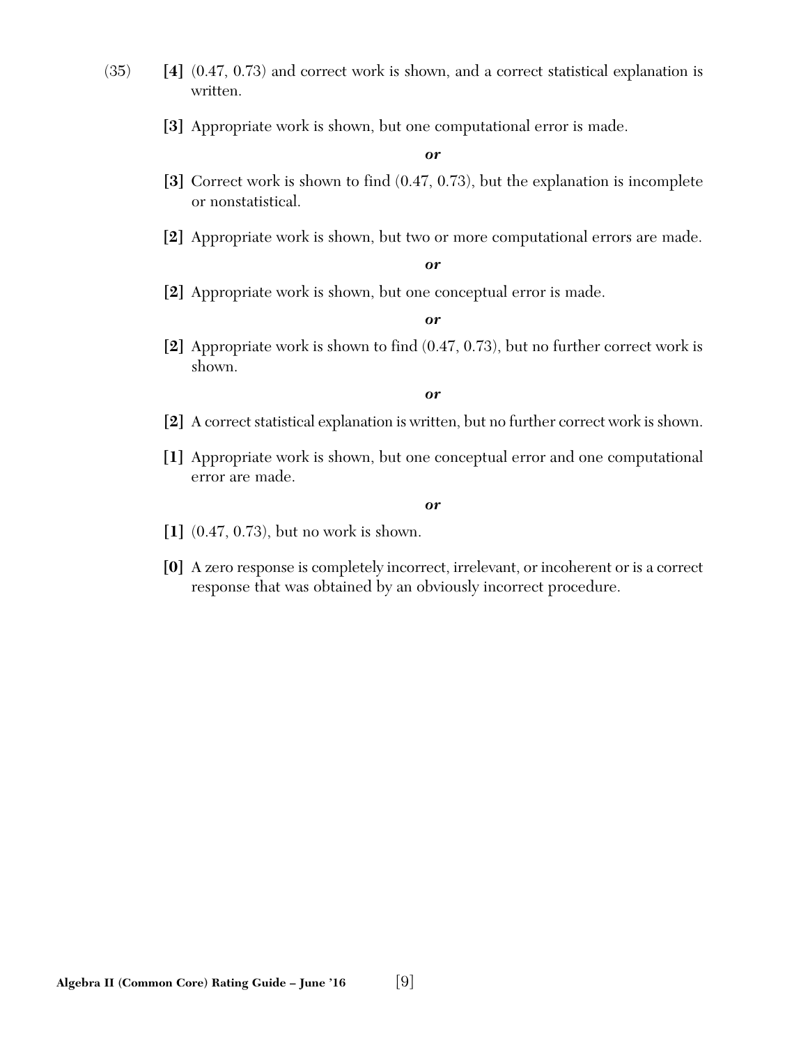(35) **[4]** (0.47, 0.73) and correct work is shown, and a correct statistical explanation is written.

**[3]** Appropriate work is shown, but one computational error is made.

***or***

**[3]** Correct work is shown to find (0.47, 0.73), but the explanation is incomplete or nonstatistical.

**[2]** Appropriate work is shown, but two or more computational errors are made.

***or***

**[2]** Appropriate work is shown, but one conceptual error is made.

***or***

**[2]** Appropriate work is shown to find (0.47, 0.73), but no further correct work is shown.

***or***

**[2]** A correct statistical explanation is written, but no further correct work is shown.

**[1]** Appropriate work is shown, but one conceptual error and one computational error are made.

***or***

**[1]** (0.47, 0.73), but no work is shown.

**[0]** A zero response is completely incorrect, irrelevant, or incoherent or is a correct response that was obtained by an obviously incorrect procedure.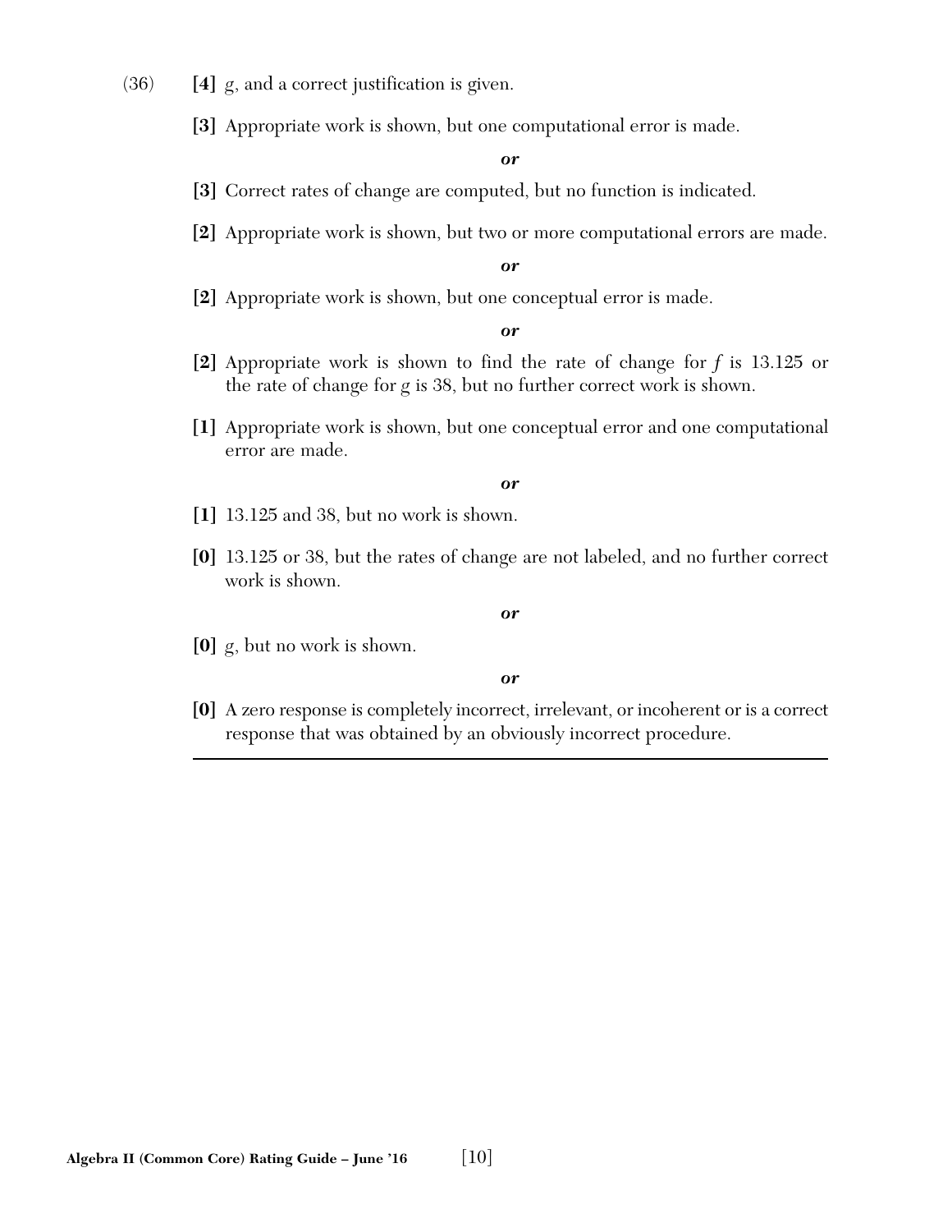(36) **[4]** $g$, and a correct justification is given.

**[3]** Appropriate work is shown, but one computational error is made.

***or***

**[3]** Correct rates of change are computed, but no function is indicated.

**[2]** Appropriate work is shown, but two or more computational errors are made.

***or***

**[2]** Appropriate work is shown, but one conceptual error is made.

***or***

**[2]** Appropriate work is shown to find the rate of change for $f$ is 13.125 or the rate of change for $g$ is 38, but no further correct work is shown.

**[1]** Appropriate work is shown, but one conceptual error and one computational error are made.

***or***

**[1]** 13.125 and 38, but no work is shown.

**[0]** 13.125 or 38, but the rates of change are not labeled, and no further correct work is shown.

***or***

**[0]** $g$, but no work is shown.

***or***

**[0]** A zero response is completely incorrect, irrelevant, or incoherent or is a correct response that was obtained by an obviously incorrect procedure.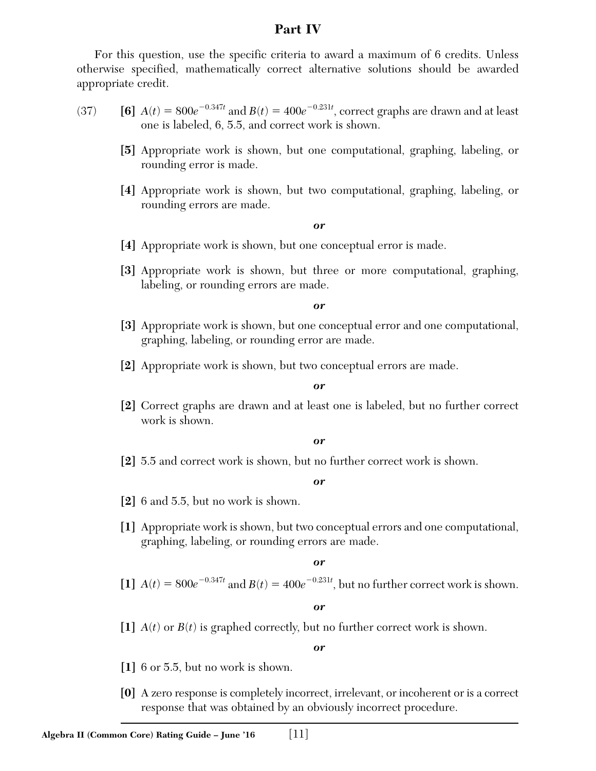## Part IV

For this question, use the specific criteria to award a maximum of 6 credits. Unless otherwise specified, mathematically correct alternative solutions should be awarded appropriate credit.

(37) **[6]** $A(t) = 800e^{-0.347t}$ and $B(t) = 400e^{-0.231t}$, correct graphs are drawn and at least one is labeled, 6, 5.5, and correct work is shown.

**[5]** Appropriate work is shown, but one computational, graphing, labeling, or rounding error is made.

**[4]** Appropriate work is shown, but two computational, graphing, labeling, or rounding errors are made.

***or***

**[4]** Appropriate work is shown, but one conceptual error is made.

**[3]** Appropriate work is shown, but three or more computational, graphing, labeling, or rounding errors are made.

***or***

**[3]** Appropriate work is shown, but one conceptual error and one computational, graphing, labeling, or rounding error are made.

**[2]** Appropriate work is shown, but two conceptual errors are made.

***or***

**[2]** Correct graphs are drawn and at least one is labeled, but no further correct work is shown.

***or***

**[2]** 5.5 and correct work is shown, but no further correct work is shown.

***or***

**[2]** 6 and 5.5, but no work is shown.

**[1]** Appropriate work is shown, but two conceptual errors and one computational, graphing, labeling, or rounding errors are made.

***or***

**[1]** $A(t) = 800e^{-0.347t}$ and $B(t) = 400e^{-0.231t}$, but no further correct work is shown.

***or***

**[1]** $A(t)$ or $B(t)$ is graphed correctly, but no further correct work is shown.

***or***

**[1]** 6 or 5.5, but no work is shown.

**[0]** A zero response is completely incorrect, irrelevant, or incoherent or is a correct response that was obtained by an obviously incorrect procedure.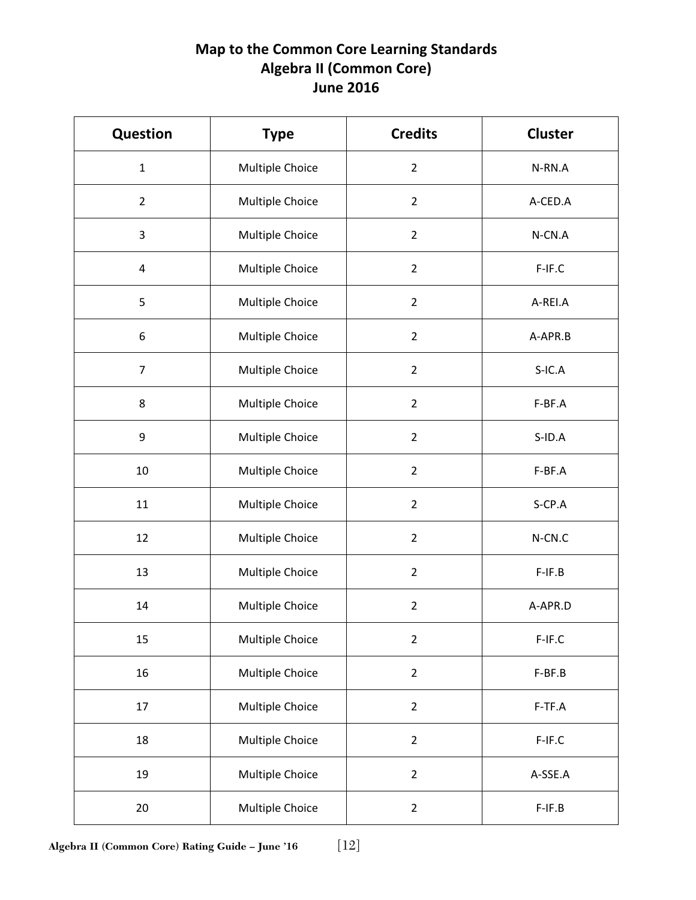# Map to the Common Core Learning Standards
## Algebra II (Common Core)
## June 2016

| Question | Type | Credits | Cluster |
|---|---|---|---|
| 1 | Multiple Choice | 2 | N-RN.A |
| 2 | Multiple Choice | 2 | A-CED.A |
| 3 | Multiple Choice | 2 | N-CN.A |
| 4 | Multiple Choice | 2 | F-IF.C |
| 5 | Multiple Choice | 2 | A-REI.A |
| 6 | Multiple Choice | 2 | A-APR.B |
| 7 | Multiple Choice | 2 | S-IC.A |
| 8 | Multiple Choice | 2 | F-BF.A |
| 9 | Multiple Choice | 2 | S-ID.A |
| 10 | Multiple Choice | 2 | F-BF.A |
| 11 | Multiple Choice | 2 | S-CP.A |
| 12 | Multiple Choice | 2 | N-CN.C |
| 13 | Multiple Choice | 2 | F-IF.B |
| 14 | Multiple Choice | 2 | A-APR.D |
| 15 | Multiple Choice | 2 | F-IF.C |
| 16 | Multiple Choice | 2 | F-BF.B |
| 17 | Multiple Choice | 2 | F-TF.A |
| 18 | Multiple Choice | 2 | F-IF.C |
| 19 | Multiple Choice | 2 | A-SSE.A |
| 20 | Multiple Choice | 2 | F-IF.B |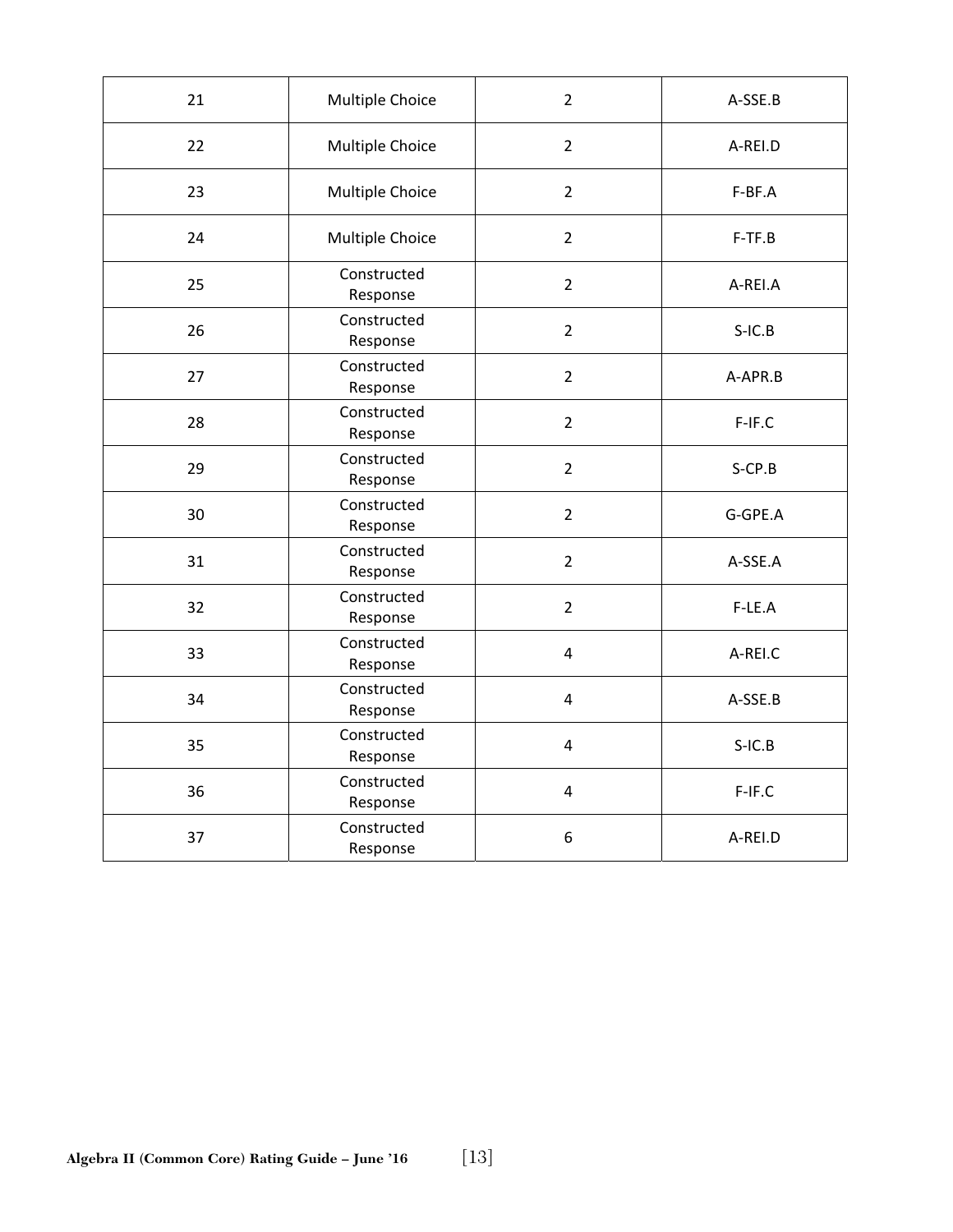| | | | |
|---|---|---|---|
| 21 | Multiple Choice | 2 | A-SSE.B |
| 22 | Multiple Choice | 2 | A-REI.D |
| 23 | Multiple Choice | 2 | F-BF.A |
| 24 | Multiple Choice | 2 | F-TF.B |
| 25 | Constructed Response | 2 | A-REI.A |
| 26 | Constructed Response | 2 | S-IC.B |
| 27 | Constructed Response | 2 | A-APR.B |
| 28 | Constructed Response | 2 | F-IF.C |
| 29 | Constructed Response | 2 | S-CP.B |
| 30 | Constructed Response | 2 | G-GPE.A |
| 31 | Constructed Response | 2 | A-SSE.A |
| 32 | Constructed Response | 2 | F-LE.A |
| 33 | Constructed Response | 4 | A-REI.C |
| 34 | Constructed Response | 4 | A-SSE.B |
| 35 | Constructed Response | 4 | S-IC.B |
| 36 | Constructed Response | 4 | F-IF.C |
| 37 | Constructed Response | 6 | A-REI.D |